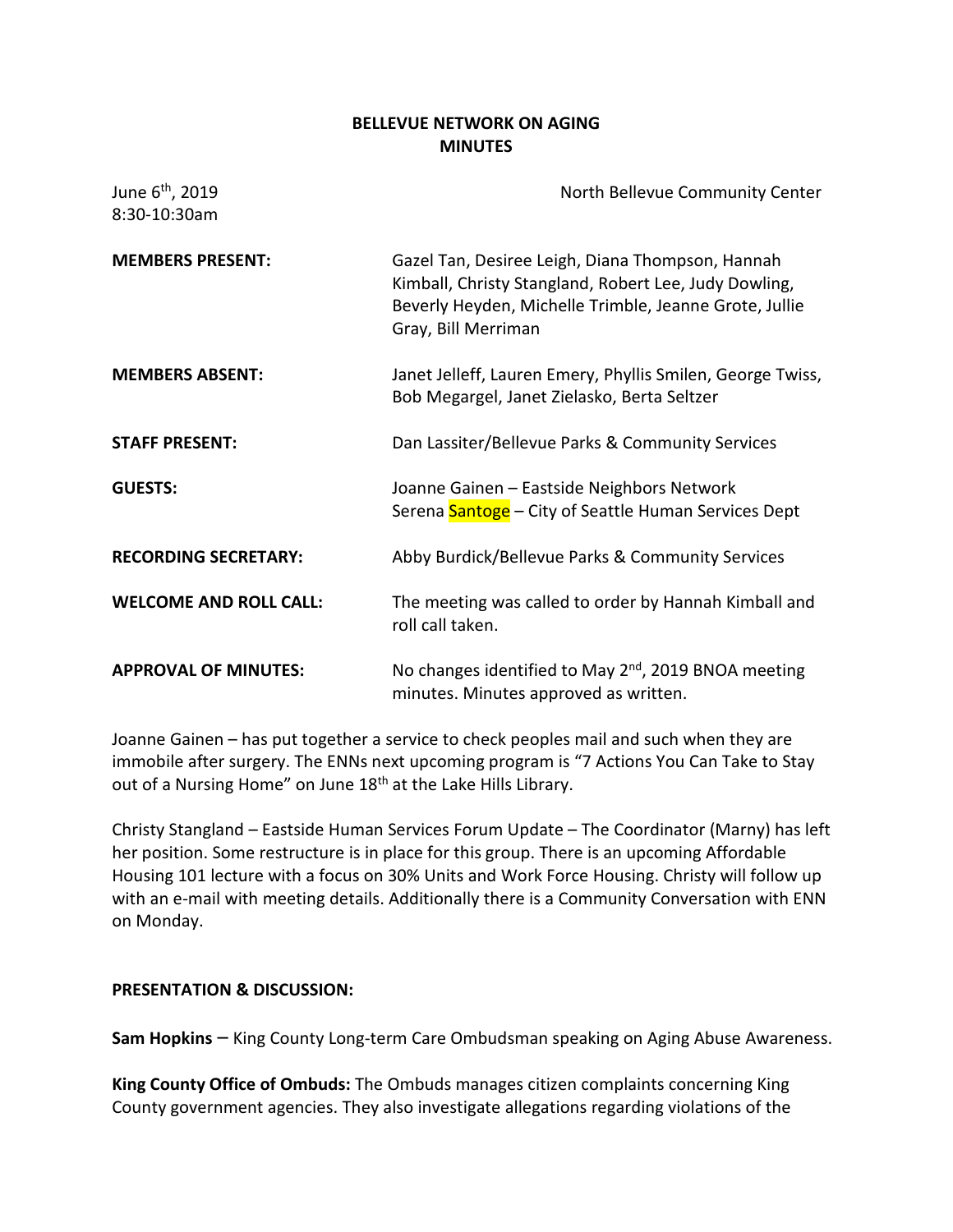# BELLEVUE NETWORK ON AGING
## MINUTES

June 6th, 2019
8:30-10:30am

North Bellevue Community Center

**MEMBERS PRESENT:** Gazel Tan, Desiree Leigh, Diana Thompson, Hannah Kimball, Christy Stangland, Robert Lee, Judy Dowling, Beverly Heyden, Michelle Trimble, Jeanne Grote, Jullie Gray, Bill Merriman

**MEMBERS ABSENT:** Janet Jelleff, Lauren Emery, Phyllis Smilen, George Twiss, Bob Megargel, Janet Zielasko, Berta Seltzer

**STAFF PRESENT:** Dan Lassiter/Bellevue Parks & Community Services

**GUESTS:** Joanne Gainen – Eastside Neighbors Network
Serena Santoge – City of Seattle Human Services Dept

**RECORDING SECRETARY:** Abby Burdick/Bellevue Parks & Community Services

**WELCOME AND ROLL CALL:** The meeting was called to order by Hannah Kimball and roll call taken.

**APPROVAL OF MINUTES:** No changes identified to May 2nd, 2019 BNOA meeting minutes. Minutes approved as written.

Joanne Gainen – has put together a service to check peoples mail and such when they are immobile after surgery. The ENNs next upcoming program is "7 Actions You Can Take to Stay out of a Nursing Home" on June 18th at the Lake Hills Library.

Christy Stangland – Eastside Human Services Forum Update – The Coordinator (Marny) has left her position. Some restructure is in place for this group. There is an upcoming Affordable Housing 101 lecture with a focus on 30% Units and Work Force Housing. Christy will follow up with an e-mail with meeting details. Additionally there is a Community Conversation with ENN on Monday.

**PRESENTATION & DISCUSSION:**

**Sam Hopkins** – King County Long-term Care Ombudsman speaking on Aging Abuse Awareness.

**King County Office of Ombuds:** The Ombuds manages citizen complaints concerning King County government agencies. They also investigate allegations regarding violations of the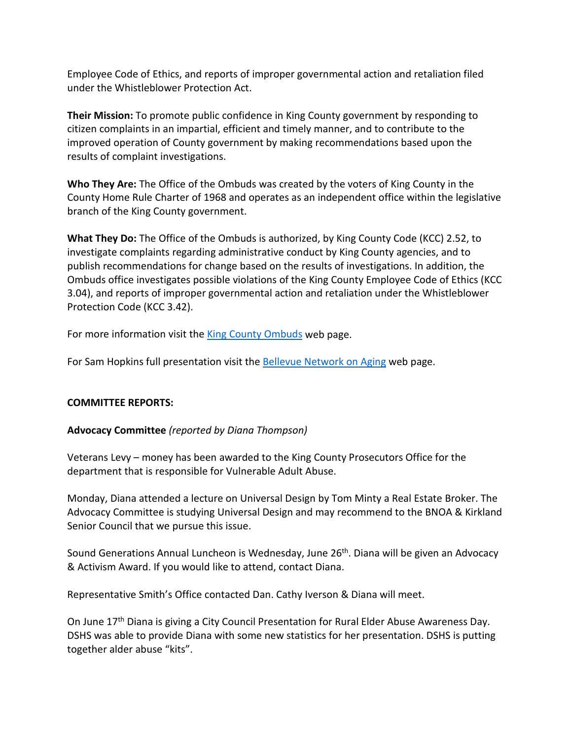Employee Code of Ethics, and reports of improper governmental action and retaliation filed under the Whistleblower Protection Act.

**Their Mission:** To promote public confidence in King County government by responding to citizen complaints in an impartial, efficient and timely manner, and to contribute to the improved operation of County government by making recommendations based upon the results of complaint investigations.

**Who They Are:** The Office of the Ombuds was created by the voters of King County in the County Home Rule Charter of 1968 and operates as an independent office within the legislative branch of the King County government.

**What They Do:** The Office of the Ombuds is authorized, by King County Code (KCC) 2.52, to investigate complaints regarding administrative conduct by King County agencies, and to publish recommendations for change based on the results of investigations. In addition, the Ombuds office investigates possible violations of the King County Employee Code of Ethics (KCC 3.04), and reports of improper governmental action and retaliation under the Whistleblower Protection Code (KCC 3.42).

For more information visit the King County Ombuds web page.

For Sam Hopkins full presentation visit the Bellevue Network on Aging web page.

**COMMITTEE REPORTS:**

**Advocacy Committee** *(reported by Diana Thompson)*

Veterans Levy – money has been awarded to the King County Prosecutors Office for the department that is responsible for Vulnerable Adult Abuse.

Monday, Diana attended a lecture on Universal Design by Tom Minty a Real Estate Broker. The Advocacy Committee is studying Universal Design and may recommend to the BNOA & Kirkland Senior Council that we pursue this issue.

Sound Generations Annual Luncheon is Wednesday, June 26th. Diana will be given an Advocacy & Activism Award. If you would like to attend, contact Diana.

Representative Smith's Office contacted Dan. Cathy Iverson & Diana will meet.

On June 17th Diana is giving a City Council Presentation for Rural Elder Abuse Awareness Day. DSHS was able to provide Diana with some new statistics for her presentation. DSHS is putting together alder abuse "kits".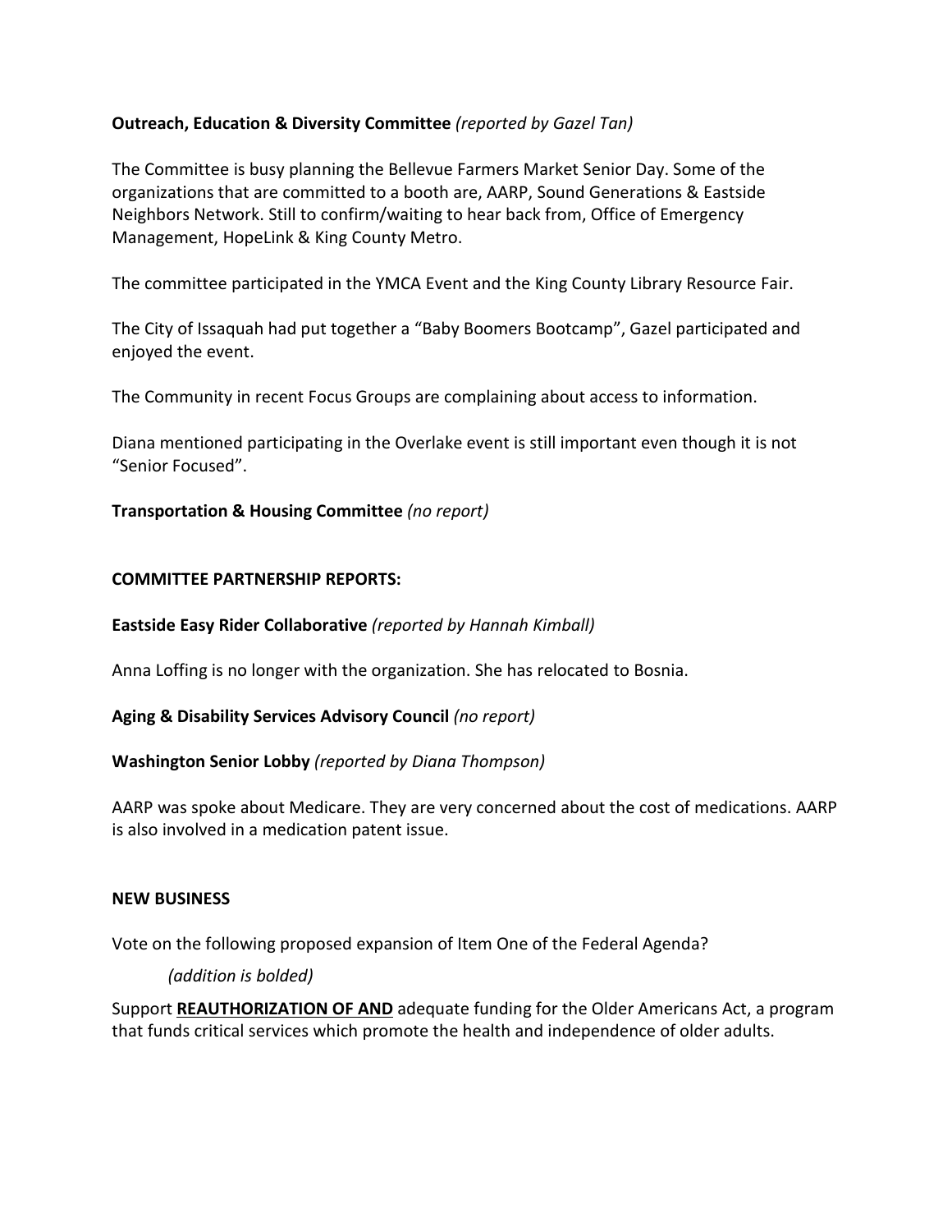**Outreach, Education & Diversity Committee** *(reported by Gazel Tan)*

The Committee is busy planning the Bellevue Farmers Market Senior Day. Some of the organizations that are committed to a booth are, AARP, Sound Generations & Eastside Neighbors Network. Still to confirm/waiting to hear back from, Office of Emergency Management, HopeLink & King County Metro.

The committee participated in the YMCA Event and the King County Library Resource Fair.

The City of Issaquah had put together a "Baby Boomers Bootcamp", Gazel participated and enjoyed the event.

The Community in recent Focus Groups are complaining about access to information.

Diana mentioned participating in the Overlake event is still important even though it is not "Senior Focused".

**Transportation & Housing Committee** *(no report)*

**COMMITTEE PARTNERSHIP REPORTS:**

**Eastside Easy Rider Collaborative** *(reported by Hannah Kimball)*

Anna Loffing is no longer with the organization. She has relocated to Bosnia.

**Aging & Disability Services Advisory Council** *(no report)*

**Washington Senior Lobby** *(reported by Diana Thompson)*

AARP was spoke about Medicare. They are very concerned about the cost of medications. AARP is also involved in a medication patent issue.

**NEW BUSINESS**

Vote on the following proposed expansion of Item One of the Federal Agenda?

*(addition is bolded)*

Support <u>**REAUTHORIZATION OF AND**</u> adequate funding for the Older Americans Act, a program that funds critical services which promote the health and independence of older adults.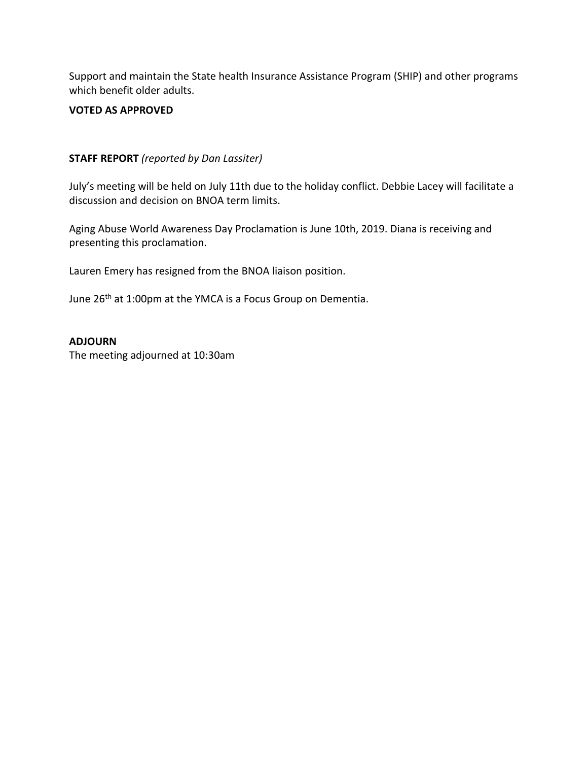Support and maintain the State health Insurance Assistance Program (SHIP) and other programs which benefit older adults.

**VOTED AS APPROVED**

**STAFF REPORT** *(reported by Dan Lassiter)*

July's meeting will be held on July 11th due to the holiday conflict. Debbie Lacey will facilitate a discussion and decision on BNOA term limits.

Aging Abuse World Awareness Day Proclamation is June 10th, 2019. Diana is receiving and presenting this proclamation.

Lauren Emery has resigned from the BNOA liaison position.

June 26th at 1:00pm at the YMCA is a Focus Group on Dementia.

**ADJOURN**

The meeting adjourned at 10:30am